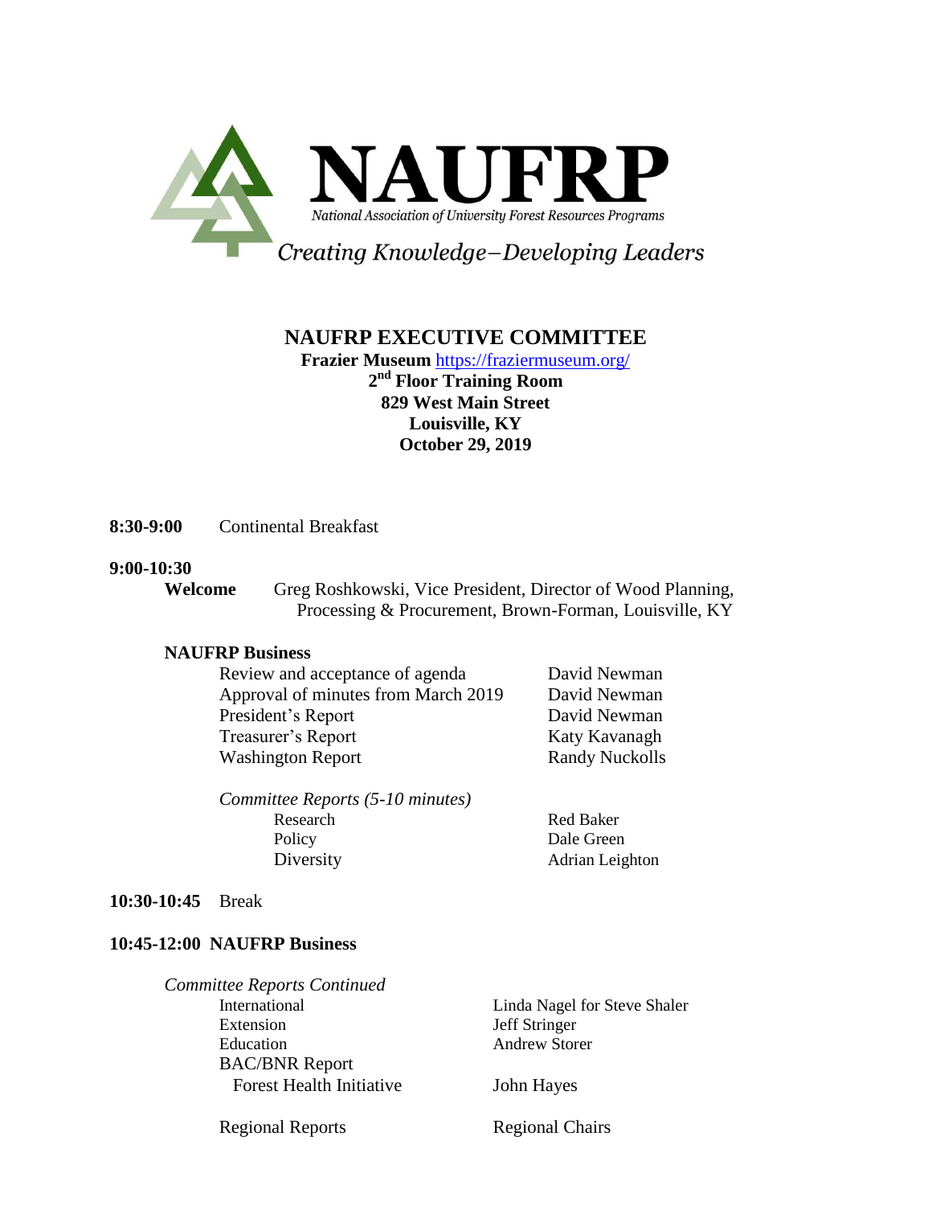# NAUFRP

National Association of University Forest Resources Programs

*Creating Knowledge–Developing Leaders*

## NAUFRP EXECUTIVE COMMITTEE

**Frazier Museum** https://fraziermuseum.org/
**2nd Floor Training Room**
**829 West Main Street**
**Louisville, KY**
**October 29, 2019**

**8:30-9:00** Continental Breakfast

**9:00-10:30**

**Welcome** Greg Roshkowski, Vice President, Director of Wood Planning, Processing & Procurement, Brown-Forman, Louisville, KY

**NAUFRP Business**

| | |
|---|---|
| Review and acceptance of agenda | David Newman |
| Approval of minutes from March 2019 | David Newman |
| President's Report | David Newman |
| Treasurer's Report | Katy Kavanagh |
| Washington Report | Randy Nuckolls |

*Committee Reports (5-10 minutes)*

| | |
|---|---|
| Research | Red Baker |
| Policy | Dale Green |
| Diversity | Adrian Leighton |

**10:30-10:45** Break

**10:45-12:00 NAUFRP Business**

*Committee Reports Continued*

| | |
|---|---|
| International | Linda Nagel for Steve Shaler |
| Extension | Jeff Stringer |
| Education | Andrew Storer |
| BAC/BNR Report | |
| Forest Health Initiative | John Hayes |
| Regional Reports | Regional Chairs |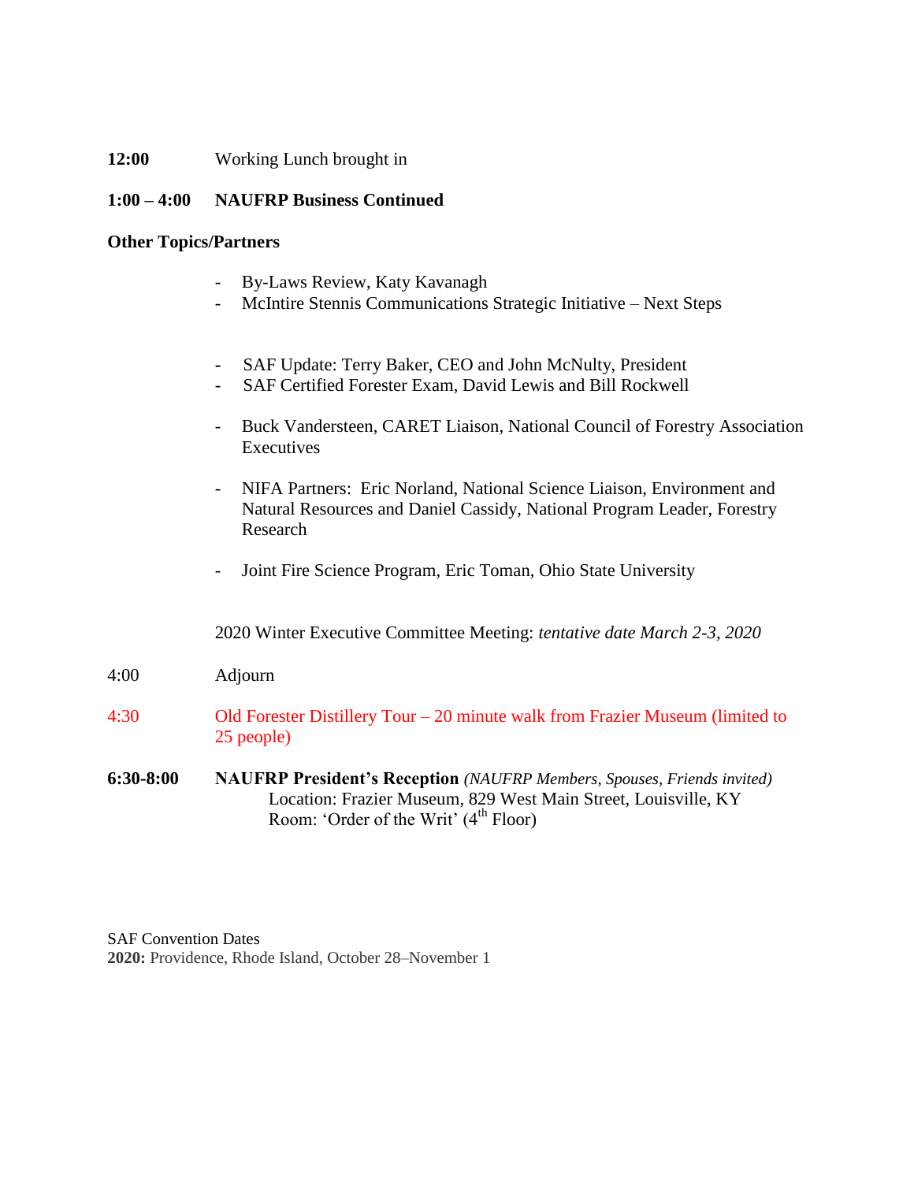**12:00** Working Lunch brought in

**1:00 – 4:00 NAUFRP Business Continued**

**Other Topics/Partners**

- By-Laws Review, Katy Kavanagh
- McIntire Stennis Communications Strategic Initiative – Next Steps

- SAF Update: Terry Baker, CEO and John McNulty, President
- SAF Certified Forester Exam, David Lewis and Bill Rockwell

- Buck Vandersteen, CARET Liaison, National Council of Forestry Association Executives

- NIFA Partners: Eric Norland, National Science Liaison, Environment and Natural Resources and Daniel Cassidy, National Program Leader, Forestry Research

- Joint Fire Science Program, Eric Toman, Ohio State University

2020 Winter Executive Committee Meeting: *tentative date March 2-3, 2020*

4:00 Adjourn

4:30 Old Forester Distillery Tour – 20 minute walk from Frazier Museum (limited to 25 people)

**6:30-8:00 NAUFRP President's Reception** *(NAUFRP Members, Spouses, Friends invited)*
Location: Frazier Museum, 829 West Main Street, Louisville, KY
Room: 'Order of the Writ' (4th Floor)

SAF Convention Dates
**2020:** Providence, Rhode Island, October 28–November 1